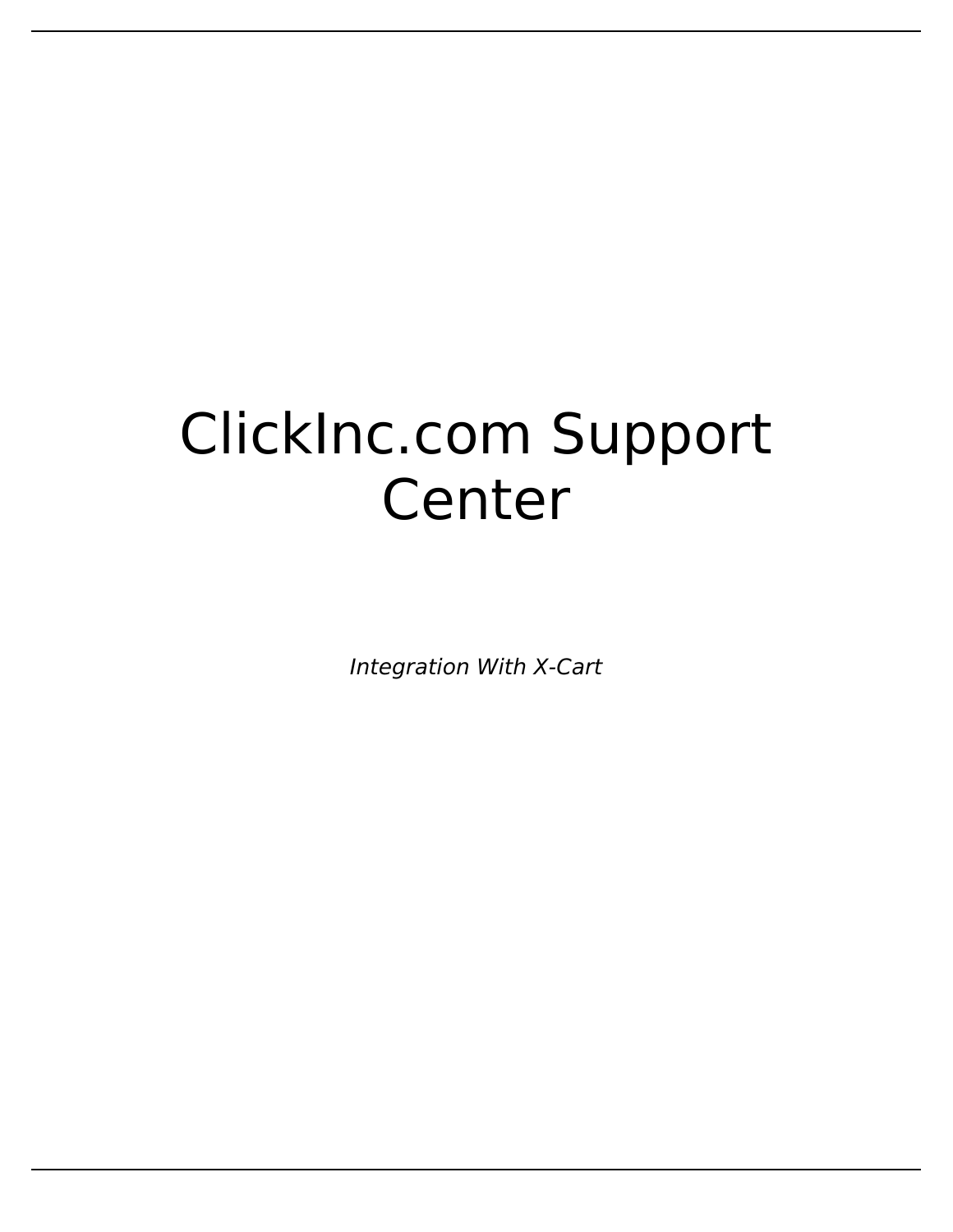# ClickInc.com Support Center

*Integration With X-Cart*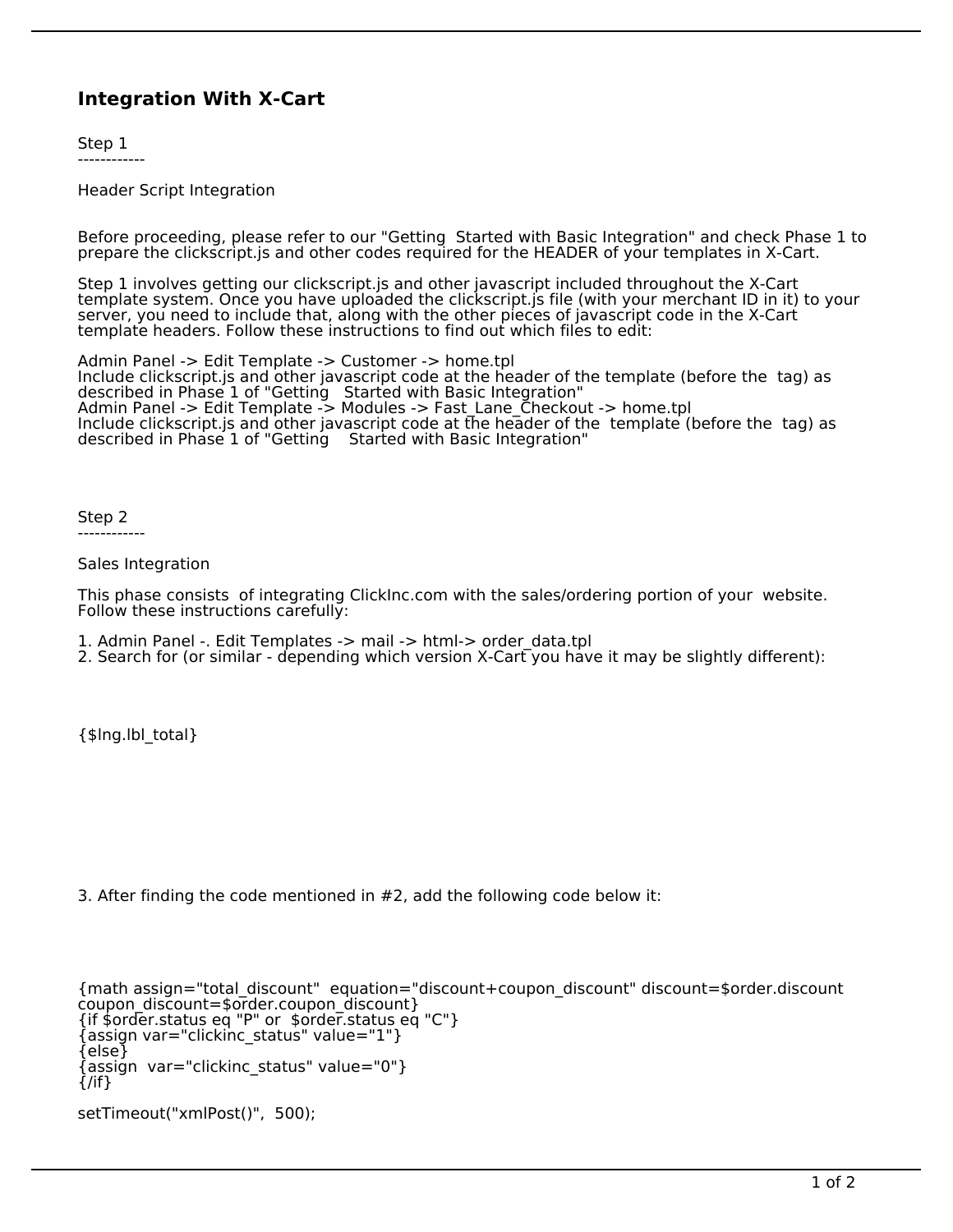## Integration With X-Cart

Step 1
------------

Header Script Integration

Before proceeding, please refer to our "Getting  Started with Basic Integration" and check Phase 1 to prepare the clickscript.js and other codes required for the HEADER of your templates in X-Cart.

Step 1 involves getting our clickscript.js and other javascript included throughout the X-Cart template system. Once you have uploaded the clickscript.js file (with your merchant ID in it) to your server, you need to include that, along with the other pieces of javascript code in the X-Cart template headers. Follow these instructions to find out which files to edit:

Admin Panel -> Edit Template -> Customer -> home.tpl
Include clickscript.js and other javascript code at the header of the template (before the  tag) as described in Phase 1 of "Getting   Started with Basic Integration"
Admin Panel -> Edit Template -> Modules -> Fast_Lane_Checkout -> home.tpl
Include clickscript.js and other javascript code at the header of the  template (before the  tag) as described in Phase 1 of "Getting    Started with Basic Integration"

Step 2
------------

Sales Integration

This phase consists  of integrating ClickInc.com with the sales/ordering portion of your  website. Follow these instructions carefully:

1. Admin Panel -. Edit Templates -> mail -> html-> order_data.tpl
2. Search for (or similar - depending which version X-Cart you have it may be slightly different):

```
{$lng.lbl_total}
```

3. After finding the code mentioned in #2, add the following code below it:

```
{math assign="total_discount"  equation="discount+coupon_discount" discount=$order.discount coupon_discount=$order.coupon_discount}
{if $order.status eq "P" or  $order.status eq "C"}
{assign var="clickinc_status" value="1"}
{else}
{assign  var="clickinc_status" value="0"}
{/if}

setTimeout("xmlPost()",  500);
```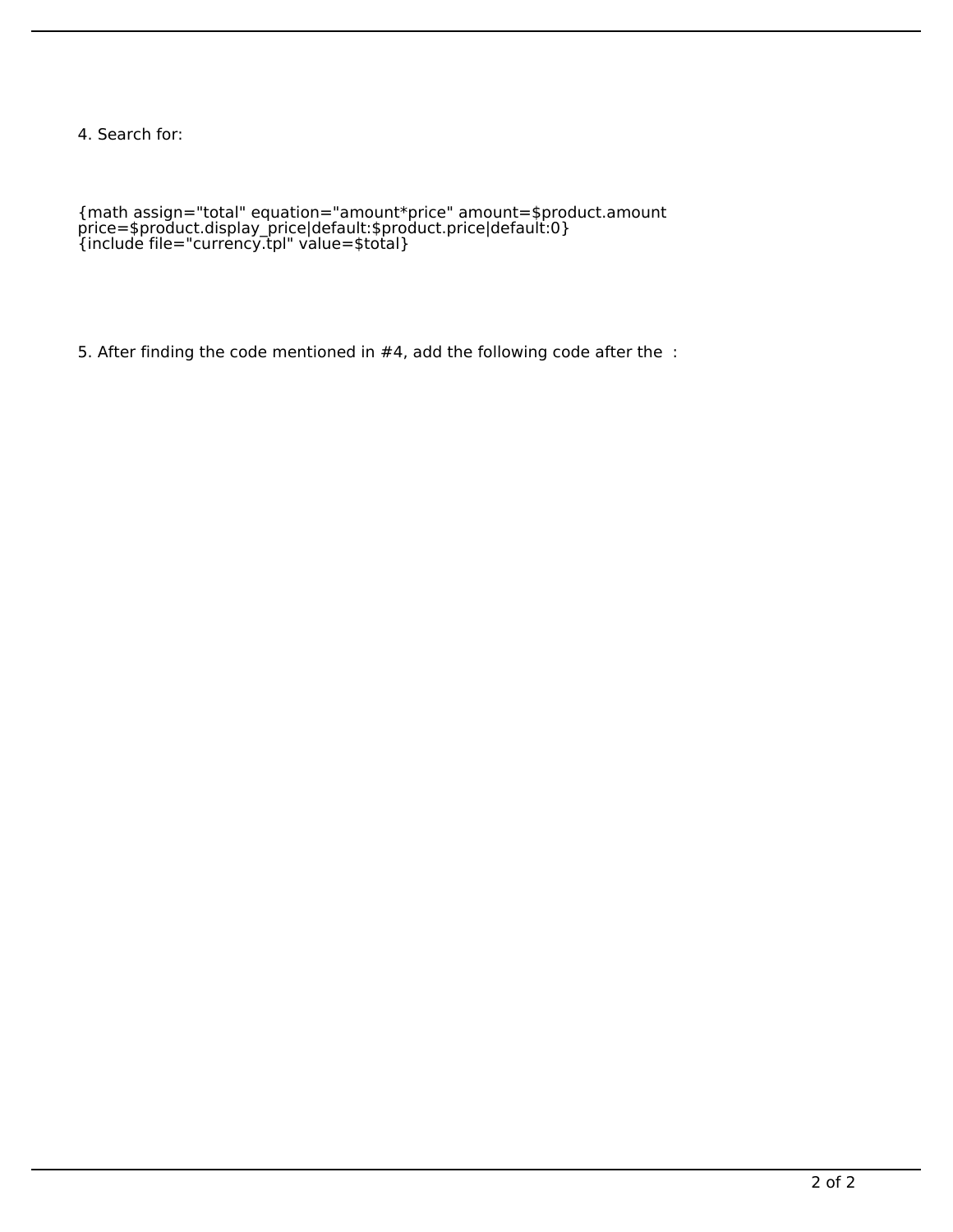4. Search for:

```
{math assign="total" equation="amount*price" amount=$product.amount
price=$product.display_price|default:$product.price|default:0}
{include file="currency.tpl" value=$total}
```

5. After finding the code mentioned in #4, add the following code after the :